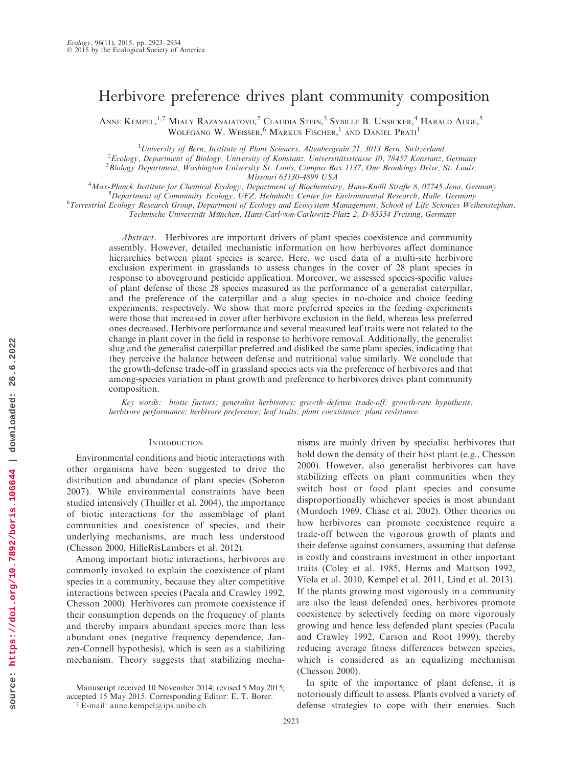# Herbivore preference drives plant community composition

Anne Kempel,[1,7] Mialy Razanajatovo,[2] Claudia Stein,[3] Sybille B. Unsicker,[4] Harald Auge,[5] Wolfgang W. Weisser,[6] Markus Fischer,[1] and Daniel Prati[1]

[1]University of Bern, Institute of Plant Sciences, Altenbergrain 21, 3013 Bern, Switzerland

[2]Ecology, Department of Biology, University of Konstanz, Universitätsstrasse 10, 78457 Konstanz, Germany

[3]Biology Department, Washington University St. Louis, Campus Box 1137, One Brookings Drive, St. Louis, Missouri 63130-4899 USA

[4]Max-Planck Institute for Chemical Ecology, Department of Biochemistry, Hans-Knöll Straße 8, 07745 Jena, Germany

[5]Department of Community Ecology, UFZ, Helmholtz Center for Environmental Research, Halle, Germany

[6]Terrestrial Ecology Research Group, Department of Ecology and Ecosystem Management, School of Life Sciences Weihenstephan, Technische Universität München, Hans-Carl-von-Carlowitz-Platz 2, D-85354 Freising, Germany

*Abstract*. Herbivores are important drivers of plant species coexistence and community assembly. However, detailed mechanistic information on how herbivores affect dominance hierarchies between plant species is scarce. Here, we used data of a multi-site herbivore exclusion experiment in grasslands to assess changes in the cover of 28 plant species in response to aboveground pesticide application. Moreover, we assessed species-specific values of plant defense of these 28 species measured as the performance of a generalist caterpillar, and the preference of the caterpillar and a slug species in no-choice and choice feeding experiments, respectively. We show that more preferred species in the feeding experiments were those that increased in cover after herbivore exclusion in the field, whereas less preferred ones decreased. Herbivore performance and several measured leaf traits were not related to the change in plant cover in the field in response to herbivore removal. Additionally, the generalist slug and the generalist caterpillar preferred and disliked the same plant species, indicating that they perceive the balance between defense and nutritional value similarly. We conclude that the growth-defense trade-off in grassland species acts via the preference of herbivores and that among-species variation in plant growth and preference to herbivores drives plant community composition.

*Key words: biotic factors; generalist herbivores; growth–defense trade-off; growth-rate hypothesis; herbivore performance; herbivore preference; leaf traits; plant coexistence; plant resistance.*

## Introduction

Environmental conditions and biotic interactions with other organisms have been suggested to drive the distribution and abundance of plant species (Soberon 2007). While environmental constraints have been studied intensively (Thuiller et al. 2004), the importance of biotic interactions for the assemblage of plant communities and coexistence of species, and their underlying mechanisms, are much less understood (Chesson 2000, HilleRisLambers et al. 2012).

Among important biotic interactions, herbivores are commonly invoked to explain the coexistence of plant species in a community, because they alter competitive interactions between species (Pacala and Crawley 1992, Chesson 2000). Herbivores can promote coexistence if their consumption depends on the frequency of plants and thereby impairs abundant species more than less abundant ones (negative frequency dependence, Janzen-Connell hypothesis), which is seen as a stabilizing mechanism. Theory suggests that stabilizing mechanisms are mainly driven by specialist herbivores that hold down the density of their host plant (e.g., Chesson 2000). However, also generalist herbivores can have stabilizing effects on plant communities when they switch host or food plant species and consume disproportionally whichever species is most abundant (Murdoch 1969, Chase et al. 2002). Other theories on how herbivores can promote coexistence require a trade-off between the vigorous growth of plants and their defense against consumers, assuming that defense is costly and constrains investment in other important traits (Coley et al. 1985, Herms and Mattson 1992, Viola et al. 2010, Kempel et al. 2011, Lind et al. 2013). If the plants growing most vigorously in a community are also the least defended ones, herbivores promote coexistence by selectively feeding on more vigorously growing and hence less defended plant species (Pacala and Crawley 1992, Carson and Root 1999), thereby reducing average fitness differences between species, which is considered as an equalizing mechanism (Chesson 2000).

In spite of the importance of plant defense, it is notoriously difficult to assess. Plants evolved a variety of defense strategies to cope with their enemies. Such

Manuscript received 10 November 2014; revised 5 May 2015; accepted 15 May 2015. Corresponding Editor: E. T. Borer.

[7] E-mail: anne.kempel@ips.unibe.ch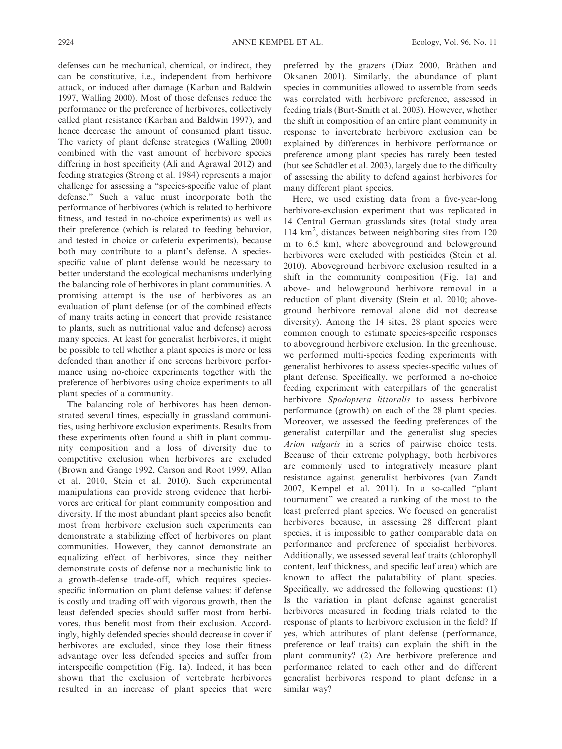defenses can be mechanical, chemical, or indirect, they can be constitutive, i.e., independent from herbivore attack, or induced after damage (Karban and Baldwin 1997, Walling 2000). Most of those defenses reduce the performance or the preference of herbivores, collectively called plant resistance (Karban and Baldwin 1997), and hence decrease the amount of consumed plant tissue. The variety of plant defense strategies (Walling 2000) combined with the vast amount of herbivore species differing in host specificity (Ali and Agrawal 2012) and feeding strategies (Strong et al. 1984) represents a major challenge for assessing a "species-specific value of plant defense." Such a value must incorporate both the performance of herbivores (which is related to herbivore fitness, and tested in no-choice experiments) as well as their preference (which is related to feeding behavior, and tested in choice or cafeteria experiments), because both may contribute to a plant's defense. A species-specific value of plant defense would be necessary to better understand the ecological mechanisms underlying the balancing role of herbivores in plant communities. A promising attempt is the use of herbivores as an evaluation of plant defense (or of the combined effects of many traits acting in concert that provide resistance to plants, such as nutritional value and defense) across many species. At least for generalist herbivores, it might be possible to tell whether a plant species is more or less defended than another if one screens herbivore performance using no-choice experiments together with the preference of herbivores using choice experiments to all plant species of a community.

The balancing role of herbivores has been demonstrated several times, especially in grassland communities, using herbivore exclusion experiments. Results from these experiments often found a shift in plant community composition and a loss of diversity due to competitive exclusion when herbivores are excluded (Brown and Gange 1992, Carson and Root 1999, Allan et al. 2010, Stein et al. 2010). Such experimental manipulations can provide strong evidence that herbivores are critical for plant community composition and diversity. If the most abundant plant species also benefit most from herbivore exclusion such experiments can demonstrate a stabilizing effect of herbivores on plant communities. However, they cannot demonstrate an equalizing effect of herbivores, since they neither demonstrate costs of defense nor a mechanistic link to a growth-defense trade-off, which requires species-specific information on plant defense values: if defense is costly and trading off with vigorous growth, then the least defended species should suffer most from herbivores, thus benefit most from their exclusion. Accordingly, highly defended species should decrease in cover if herbivores are excluded, since they lose their fitness advantage over less defended species and suffer from interspecific competition (Fig. 1a). Indeed, it has been shown that the exclusion of vertebrate herbivores resulted in an increase of plant species that were preferred by the grazers (Diaz 2000, Bråthen and Oksanen 2001). Similarly, the abundance of plant species in communities allowed to assemble from seeds was correlated with herbivore preference, assessed in feeding trials (Burt-Smith et al. 2003). However, whether the shift in composition of an entire plant community in response to invertebrate herbivore exclusion can be explained by differences in herbivore performance or preference among plant species has rarely been tested (but see Schädler et al. 2003), largely due to the difficulty of assessing the ability to defend against herbivores for many different plant species.

Here, we used existing data from a five-year-long herbivore-exclusion experiment that was replicated in 14 Central German grasslands sites (total study area 114 km$^2$, distances between neighboring sites from 120 m to 6.5 km), where aboveground and belowground herbivores were excluded with pesticides (Stein et al. 2010). Aboveground herbivore exclusion resulted in a shift in the community composition (Fig. 1a) and above- and belowground herbivore removal in a reduction of plant diversity (Stein et al. 2010; aboveground herbivore removal alone did not decrease diversity). Among the 14 sites, 28 plant species were common enough to estimate species-specific responses to aboveground herbivore exclusion. In the greenhouse, we performed multi-species feeding experiments with generalist herbivores to assess species-specific values of plant defense. Specifically, we performed a no-choice feeding experiment with caterpillars of the generalist herbivore *Spodoptera littoralis* to assess herbivore performance (growth) on each of the 28 plant species. Moreover, we assessed the feeding preferences of the generalist caterpillar and the generalist slug species *Arion vulgaris* in a series of pairwise choice tests. Because of their extreme polyphagy, both herbivores are commonly used to integratively measure plant resistance against generalist herbivores (van Zandt 2007, Kempel et al. 2011). In a so-called "plant tournament" we created a ranking of the most to the least preferred plant species. We focused on generalist herbivores because, in assessing 28 different plant species, it is impossible to gather comparable data on performance and preference of specialist herbivores. Additionally, we assessed several leaf traits (chlorophyll content, leaf thickness, and specific leaf area) which are known to affect the palatability of plant species. Specifically, we addressed the following questions: (1) Is the variation in plant defense against generalist herbivores measured in feeding trials related to the response of plants to herbivore exclusion in the field? If yes, which attributes of plant defense (performance, preference or leaf traits) can explain the shift in the plant community? (2) Are herbivore preference and performance related to each other and do different generalist herbivores respond to plant defense in a similar way?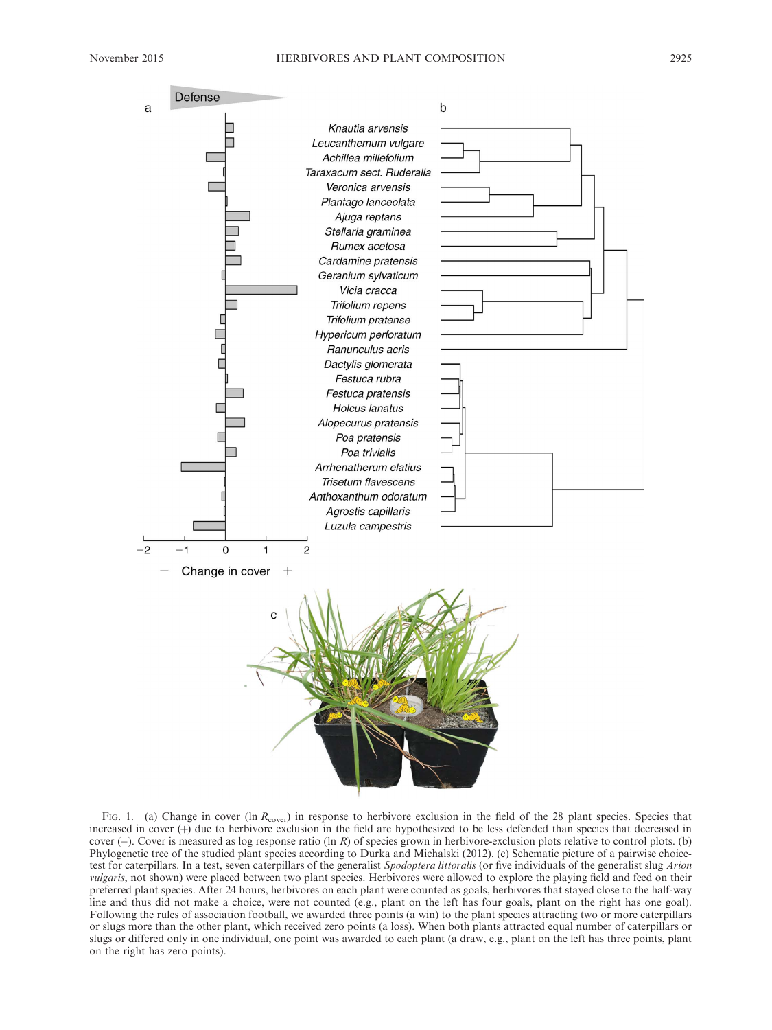Fig. 1. (a) Change in cover (ln $R_{cover}$) in response to herbivore exclusion in the field of the 28 plant species. Species that increased in cover (+) due to herbivore exclusion in the field are hypothesized to be less defended than species that decreased in cover (−). Cover is measured as log response ratio (ln *R*) of species grown in herbivore-exclusion plots relative to control plots. (b) Phylogenetic tree of the studied plant species according to Durka and Michalski (2012). (c) Schematic picture of a pairwise choice-test for caterpillars. In a test, seven caterpillars of the generalist *Spodoptera littoralis* (or five individuals of the generalist slug *Arion vulgaris*, not shown) were placed between two plant species. Herbivores were allowed to explore the playing field and feed on their preferred plant species. After 24 hours, herbivores on each plant were counted as goals, herbivores that stayed close to the half-way line and thus did not make a choice, were not counted (e.g., plant on the left has four goals, plant on the right has one goal). Following the rules of association football, we awarded three points (a win) to the plant species attracting two or more caterpillars or slugs more than the other plant, which received zero points (a loss). When both plants attracted equal number of caterpillars or slugs or differed only in one individual, one point was awarded to each plant (a draw, e.g., plant on the left has three points, plant on the right has zero points).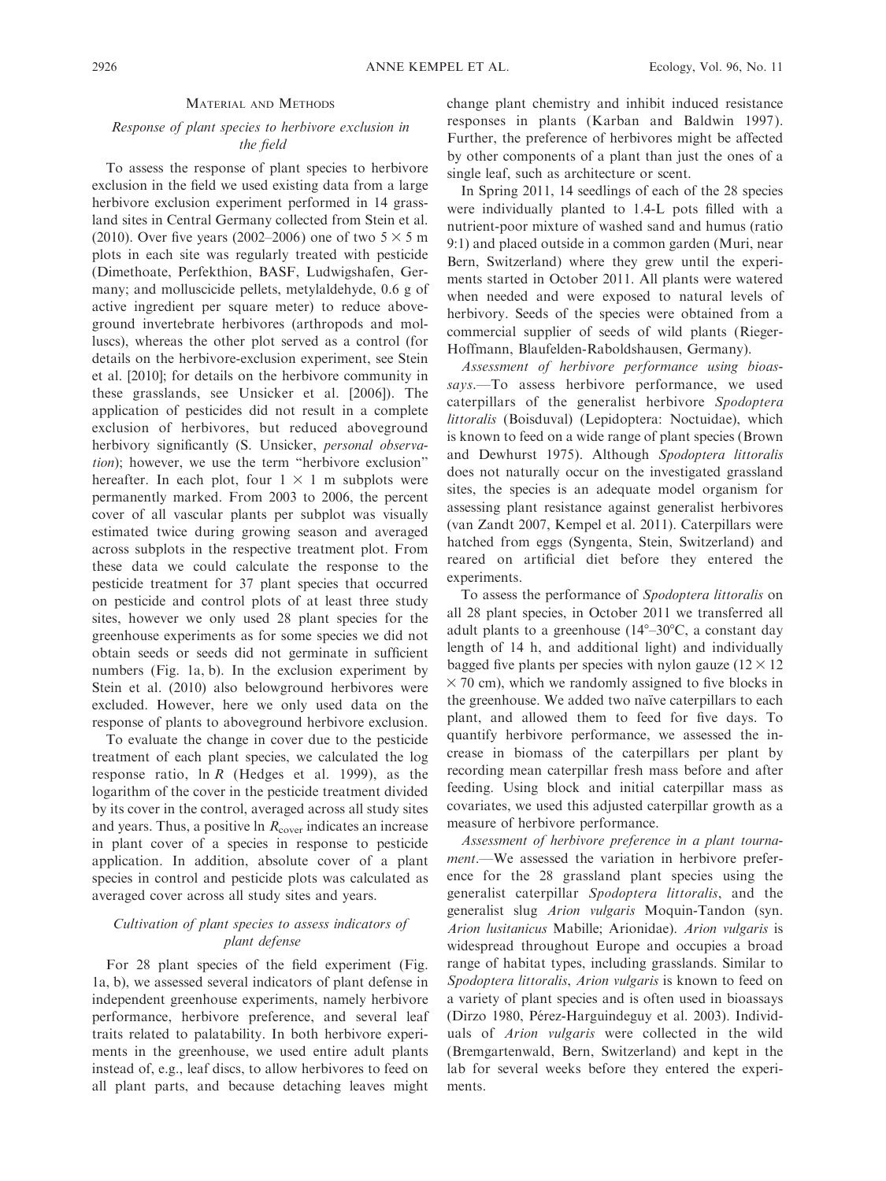## Material and Methods

### Response of plant species to herbivore exclusion in the field

To assess the response of plant species to herbivore exclusion in the field we used existing data from a large herbivore exclusion experiment performed in 14 grassland sites in Central Germany collected from Stein et al. (2010). Over five years (2002–2006) one of two $5 \times 5$ m plots in each site was regularly treated with pesticide (Dimethoate, Perfekthion, BASF, Ludwigshafen, Germany; and molluscicide pellets, metylaldehyde, 0.6 g of active ingredient per square meter) to reduce aboveground invertebrate herbivores (arthropods and molluscs), whereas the other plot served as a control (for details on the herbivore-exclusion experiment, see Stein et al. [2010]; for details on the herbivore community in these grasslands, see Unsicker et al. [2006]). The application of pesticides did not result in a complete exclusion of herbivores, but reduced aboveground herbivory significantly (S. Unsicker, *personal observation*); however, we use the term "herbivore exclusion" hereafter. In each plot, four $1 \times 1$ m subplots were permanently marked. From 2003 to 2006, the percent cover of all vascular plants per subplot was visually estimated twice during growing season and averaged across subplots in the respective treatment plot. From these data we could calculate the response to the pesticide treatment for 37 plant species that occurred on pesticide and control plots of at least three study sites, however we only used 28 plant species for the greenhouse experiments as for some species we did not obtain seeds or seeds did not germinate in sufficient numbers (Fig. 1a, b). In the exclusion experiment by Stein et al. (2010) also belowground herbivores were excluded. However, here we only used data on the response of plants to aboveground herbivore exclusion.

To evaluate the change in cover due to the pesticide treatment of each plant species, we calculated the log response ratio, $\ln R$ (Hedges et al. 1999), as the logarithm of the cover in the pesticide treatment divided by its cover in the control, averaged across all study sites and years. Thus, a positive $\ln R_{\text{cover}}$ indicates an increase in plant cover of a species in response to pesticide application. In addition, absolute cover of a plant species in control and pesticide plots was calculated as averaged cover across all study sites and years.

### Cultivation of plant species to assess indicators of plant defense

For 28 plant species of the field experiment (Fig. 1a, b), we assessed several indicators of plant defense in independent greenhouse experiments, namely herbivore performance, herbivore preference, and several leaf traits related to palatability. In both herbivore experiments in the greenhouse, we used entire adult plants instead of, e.g., leaf discs, to allow herbivores to feed on all plant parts, and because detaching leaves might change plant chemistry and inhibit induced resistance responses in plants (Karban and Baldwin 1997). Further, the preference of herbivores might be affected by other components of a plant than just the ones of a single leaf, such as architecture or scent.

In Spring 2011, 14 seedlings of each of the 28 species were individually planted to 1.4-L pots filled with a nutrient-poor mixture of washed sand and humus (ratio 9:1) and placed outside in a common garden (Muri, near Bern, Switzerland) where they grew until the experiments started in October 2011. All plants were watered when needed and were exposed to natural levels of herbivory. Seeds of the species were obtained from a commercial supplier of seeds of wild plants (Rieger-Hoffmann, Blaufelden-Raboldshausen, Germany).

*Assessment of herbivore performance using bioassays.*—To assess herbivore performance, we used caterpillars of the generalist herbivore *Spodoptera littoralis* (Boisduval) (Lepidoptera: Noctuidae), which is known to feed on a wide range of plant species (Brown and Dewhurst 1975). Although *Spodoptera littoralis* does not naturally occur on the investigated grassland sites, the species is an adequate model organism for assessing plant resistance against generalist herbivores (van Zandt 2007, Kempel et al. 2011). Caterpillars were hatched from eggs (Syngenta, Stein, Switzerland) and reared on artificial diet before they entered the experiments.

To assess the performance of *Spodoptera littoralis* on all 28 plant species, in October 2011 we transferred all adult plants to a greenhouse (14°–30°C, a constant day length of 14 h, and additional light) and individually bagged five plants per species with nylon gauze ($12 \times 12 \times 70$ cm), which we randomly assigned to five blocks in the greenhouse. We added two naïve caterpillars to each plant, and allowed them to feed for five days. To quantify herbivore performance, we assessed the increase in biomass of the caterpillars per plant by recording mean caterpillar fresh mass before and after feeding. Using block and initial caterpillar mass as covariates, we used this adjusted caterpillar growth as a measure of herbivore performance.

*Assessment of herbivore preference in a plant tournament.*—We assessed the variation in herbivore preference for the 28 grassland plant species using the generalist caterpillar *Spodoptera littoralis*, and the generalist slug *Arion vulgaris* Moquin-Tandon (syn. *Arion lusitanicus* Mabille; Arionidae). *Arion vulgaris* is widespread throughout Europe and occupies a broad range of habitat types, including grasslands. Similar to *Spodoptera littoralis*, *Arion vulgaris* is known to feed on a variety of plant species and is often used in bioassays (Dirzo 1980, Pérez-Harguindeguy et al. 2003). Individuals of *Arion vulgaris* were collected in the wild (Bremgartenwald, Bern, Switzerland) and kept in the lab for several weeks before they entered the experiments.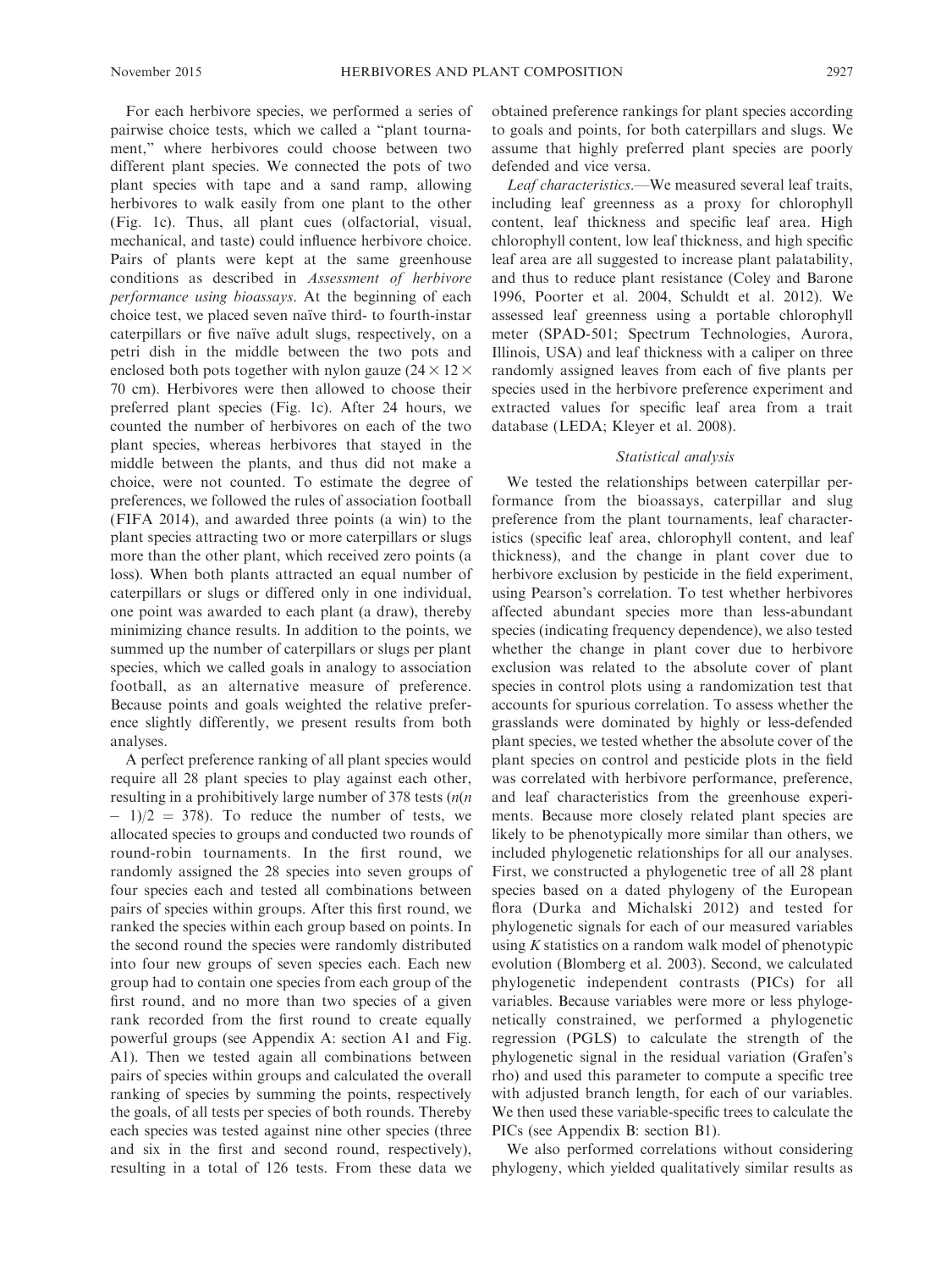For each herbivore species, we performed a series of pairwise choice tests, which we called a "plant tournament," where herbivores could choose between two different plant species. We connected the pots of two plant species with tape and a sand ramp, allowing herbivores to walk easily from one plant to the other (Fig. 1c). Thus, all plant cues (olfactorial, visual, mechanical, and taste) could influence herbivore choice. Pairs of plants were kept at the same greenhouse conditions as described in *Assessment of herbivore performance using bioassays*. At the beginning of each choice test, we placed seven naïve third- to fourth-instar caterpillars or five naïve adult slugs, respectively, on a petri dish in the middle between the two pots and enclosed both pots together with nylon gauze ($24 \times 12 \times 70$ cm). Herbivores were then allowed to choose their preferred plant species (Fig. 1c). After 24 hours, we counted the number of herbivores on each of the two plant species, whereas herbivores that stayed in the middle between the plants, and thus did not make a choice, were not counted. To estimate the degree of preferences, we followed the rules of association football (FIFA 2014), and awarded three points (a win) to the plant species attracting two or more caterpillars or slugs more than the other plant, which received zero points (a loss). When both plants attracted an equal number of caterpillars or slugs or differed only in one individual, one point was awarded to each plant (a draw), thereby minimizing chance results. In addition to the points, we summed up the number of caterpillars or slugs per plant species, which we called goals in analogy to association football, as an alternative measure of preference. Because points and goals weighted the relative preference slightly differently, we present results from both analyses.

A perfect preference ranking of all plant species would require all 28 plant species to play against each other, resulting in a prohibitively large number of 378 tests ($n(n - 1)/2 = 378$). To reduce the number of tests, we allocated species to groups and conducted two rounds of round-robin tournaments. In the first round, we randomly assigned the 28 species into seven groups of four species each and tested all combinations between pairs of species within groups. After this first round, we ranked the species within each group based on points. In the second round the species were randomly distributed into four new groups of seven species each. Each new group had to contain one species from each group of the first round, and no more than two species of a given rank recorded from the first round to create equally powerful groups (see Appendix A: section A1 and Fig. A1). Then we tested again all combinations between pairs of species within groups and calculated the overall ranking of species by summing the points, respectively the goals, of all tests per species of both rounds. Thereby each species was tested against nine other species (three and six in the first and second round, respectively), resulting in a total of 126 tests. From these data we obtained preference rankings for plant species according to goals and points, for both caterpillars and slugs. We assume that highly preferred plant species are poorly defended and vice versa.

*Leaf characteristics*.—We measured several leaf traits, including leaf greenness as a proxy for chlorophyll content, leaf thickness and specific leaf area. High chlorophyll content, low leaf thickness, and high specific leaf area are all suggested to increase plant palatability, and thus to reduce plant resistance (Coley and Barone 1996, Poorter et al. 2004, Schuldt et al. 2012). We assessed leaf greenness using a portable chlorophyll meter (SPAD-501; Spectrum Technologies, Aurora, Illinois, USA) and leaf thickness with a caliper on three randomly assigned leaves from each of five plants per species used in the herbivore preference experiment and extracted values for specific leaf area from a trait database (LEDA; Kleyer et al. 2008).

### Statistical analysis

We tested the relationships between caterpillar performance from the bioassays, caterpillar and slug preference from the plant tournaments, leaf characteristics (specific leaf area, chlorophyll content, and leaf thickness), and the change in plant cover due to herbivore exclusion by pesticide in the field experiment, using Pearson's correlation. To test whether herbivores affected abundant species more than less-abundant species (indicating frequency dependence), we also tested whether the change in plant cover due to herbivore exclusion was related to the absolute cover of plant species in control plots using a randomization test that accounts for spurious correlation. To assess whether the grasslands were dominated by highly or less-defended plant species, we tested whether the absolute cover of the plant species on control and pesticide plots in the field was correlated with herbivore performance, preference, and leaf characteristics from the greenhouse experiments. Because more closely related plant species are likely to be phenotypically more similar than others, we included phylogenetic relationships for all our analyses. First, we constructed a phylogenetic tree of all 28 plant species based on a dated phylogeny of the European flora (Durka and Michalski 2012) and tested for phylogenetic signals for each of our measured variables using $K$ statistics on a random walk model of phenotypic evolution (Blomberg et al. 2003). Second, we calculated phylogenetic independent contrasts (PICs) for all variables. Because variables were more or less phylogenetically constrained, we performed a phylogenetic regression (PGLS) to calculate the strength of the phylogenetic signal in the residual variation (Grafen's rho) and used this parameter to compute a specific tree with adjusted branch length, for each of our variables. We then used these variable-specific trees to calculate the PICs (see Appendix B: section B1).

We also performed correlations without considering phylogeny, which yielded qualitatively similar results as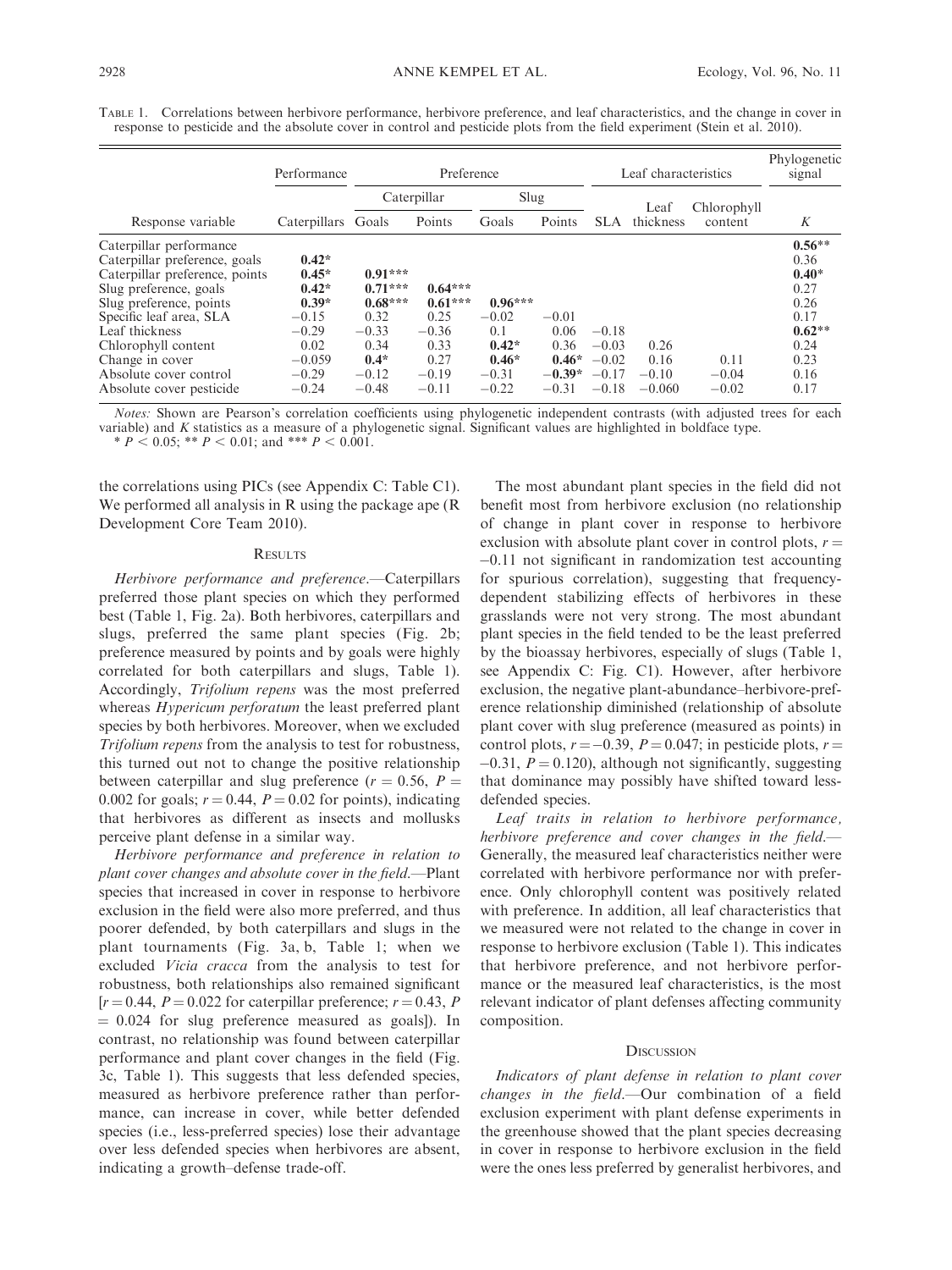TABLE 1. Correlations between herbivore performance, herbivore preference, and leaf characteristics, and the change in cover in response to pesticide and the absolute cover in control and pesticide plots from the field experiment (Stein et al. 2010).

| | Performance | Preference | | | | Leaf characteristics | | | Phylogenetic signal |
|---|---|---|---|---|---|---|---|---|---|
| | | Caterpillar | | Slug | | | | | |
| Response variable | Caterpillars | Goals | Points | Goals | Points | SLA | Leaf thickness | Chlorophyll content | $K$ |
| Caterpillar performance | | | | | | | | | **0.56**** |
| Caterpillar preference, goals | **0.42*** | | | | | | | | 0.36 |
| Caterpillar preference, points | **0.45*** | **0.91***** | | | | | | | **0.40*** |
| Slug preference, goals | **0.42*** | **0.71***** | **0.64***** | | | | | | 0.27 |
| Slug preference, points | **0.39*** | **0.68***** | **0.61***** | **0.96***** | | | | | 0.26 |
| Specific leaf area, SLA | −0.15 | 0.32 | 0.25 | −0.02 | −0.01 | | | | 0.17 |
| Leaf thickness | −0.29 | −0.33 | −0.36 | 0.1 | 0.06 | −0.18 | | | **0.62**** |
| Chlorophyll content | 0.02 | 0.34 | 0.33 | **0.42*** | 0.36 | −0.03 | 0.26 | | 0.24 |
| Change in cover | −0.059 | **0.4*** | 0.27 | **0.46*** | **0.46*** | −0.02 | 0.16 | 0.11 | 0.23 |
| Absolute cover control | −0.29 | −0.12 | −0.19 | −0.31 | **−0.39*** | −0.17 | −0.10 | −0.04 | 0.16 |
| Absolute cover pesticide | −0.24 | −0.48 | −0.11 | −0.22 | −0.31 | −0.18 | −0.060 | −0.02 | 0.17 |

*Notes:* Shown are Pearson's correlation coefficients using phylogenetic independent contrasts (with adjusted trees for each variable) and $K$ statistics as a measure of a phylogenetic signal. Significant values are highlighted in boldface type.
\* $P < 0.05$; \*\* $P < 0.01$; and \*\*\* $P < 0.001$.

the correlations using PICs (see Appendix C: Table C1). We performed all analysis in R using the package ape (R Development Core Team 2010).

## RESULTS

*Herbivore performance and preference.*—Caterpillars preferred those plant species on which they performed best (Table 1, Fig. 2a). Both herbivores, caterpillars and slugs, preferred the same plant species (Fig. 2b; preference measured by points and by goals were highly correlated for both caterpillars and slugs, Table 1). Accordingly, *Trifolium repens* was the most preferred whereas *Hypericum perforatum* the least preferred plant species by both herbivores. Moreover, when we excluded *Trifolium repens* from the analysis to test for robustness, this turned out not to change the positive relationship between caterpillar and slug preference ($r = 0.56$, $P = 0.002$ for goals; $r = 0.44$, $P = 0.02$ for points), indicating that herbivores as different as insects and mollusks perceive plant defense in a similar way.

*Herbivore performance and preference in relation to plant cover changes and absolute cover in the field.*—Plant species that increased in cover in response to herbivore exclusion in the field were also more preferred, and thus poorer defended, by both caterpillars and slugs in the plant tournaments (Fig. 3a, b, Table 1; when we excluded *Vicia cracca* from the analysis to test for robustness, both relationships also remained significant [$r = 0.44$, $P = 0.022$ for caterpillar preference; $r = 0.43$, $P = 0.024$ for slug preference measured as goals]). In contrast, no relationship was found between caterpillar performance and plant cover changes in the field (Fig. 3c, Table 1). This suggests that less defended species, measured as herbivore preference rather than performance, can increase in cover, while better defended species (i.e., less-preferred species) lose their advantage over less defended species when herbivores are absent, indicating a growth–defense trade-off.

The most abundant plant species in the field did not benefit most from herbivore exclusion (no relationship of change in plant cover in response to herbivore exclusion with absolute plant cover in control plots, $r = -0.11$ not significant in randomization test accounting for spurious correlation), suggesting that frequency-dependent stabilizing effects of herbivores in these grasslands were not very strong. The most abundant plant species in the field tended to be the least preferred by the bioassay herbivores, especially of slugs (Table 1, see Appendix C: Fig. C1). However, after herbivore exclusion, the negative plant-abundance–herbivore-preference relationship diminished (relationship of absolute plant cover with slug preference (measured as points) in control plots, $r = -0.39$, $P = 0.047$; in pesticide plots, $r = -0.31$, $P = 0.120$), although not significantly, suggesting that dominance may possibly have shifted toward less-defended species.

*Leaf traits in relation to herbivore performance, herbivore preference and cover changes in the field.*—Generally, the measured leaf characteristics neither were correlated with herbivore performance nor with preference. Only chlorophyll content was positively related with preference. In addition, all leaf characteristics that we measured were not related to the change in cover in response to herbivore exclusion (Table 1). This indicates that herbivore preference, and not herbivore performance or the measured leaf characteristics, is the most relevant indicator of plant defenses affecting community composition.

## DISCUSSION

*Indicators of plant defense in relation to plant cover changes in the field.*—Our combination of a field exclusion experiment with plant defense experiments in the greenhouse showed that the plant species decreasing in cover in response to herbivore exclusion in the field were the ones less preferred by generalist herbivores, and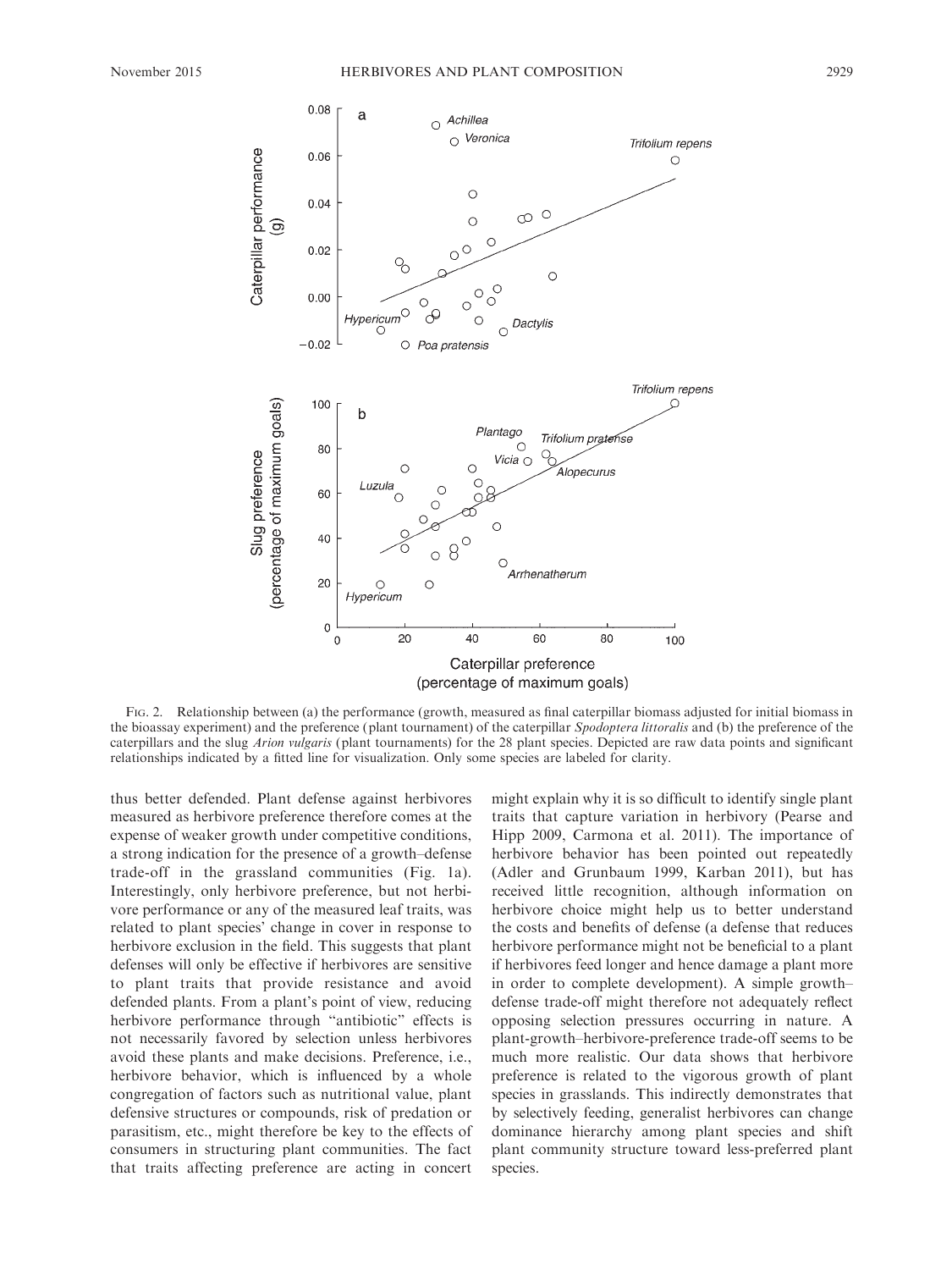FIG. 2. Relationship between (a) the performance (growth, measured as final caterpillar biomass adjusted for initial biomass in the bioassay experiment) and the preference (plant tournament) of the caterpillar *Spodoptera littoralis* and (b) the preference of the caterpillars and the slug *Arion vulgaris* (plant tournaments) for the 28 plant species. Depicted are raw data points and significant relationships indicated by a fitted line for visualization. Only some species are labeled for clarity.

thus better defended. Plant defense against herbivores measured as herbivore preference therefore comes at the expense of weaker growth under competitive conditions, a strong indication for the presence of a growth–defense trade-off in the grassland communities (Fig. 1a). Interestingly, only herbivore preference, but not herbivore performance or any of the measured leaf traits, was related to plant species' change in cover in response to herbivore exclusion in the field. This suggests that plant defenses will only be effective if herbivores are sensitive to plant traits that provide resistance and avoid defended plants. From a plant's point of view, reducing herbivore performance through "antibiotic" effects is not necessarily favored by selection unless herbivores avoid these plants and make decisions. Preference, i.e., herbivore behavior, which is influenced by a whole congregation of factors such as nutritional value, plant defensive structures or compounds, risk of predation or parasitism, etc., might therefore be key to the effects of consumers in structuring plant communities. The fact that traits affecting preference are acting in concert might explain why it is so difficult to identify single plant traits that capture variation in herbivory (Pearse and Hipp 2009, Carmona et al. 2011). The importance of herbivore behavior has been pointed out repeatedly (Adler and Grunbaum 1999, Karban 2011), but has received little recognition, although information on herbivore choice might help us to better understand the costs and benefits of defense (a defense that reduces herbivore performance might not be beneficial to a plant if herbivores feed longer and hence damage a plant more in order to complete development). A simple growth–defense trade-off might therefore not adequately reflect opposing selection pressures occurring in nature. A plant-growth–herbivore-preference trade-off seems to be much more realistic. Our data shows that herbivore preference is related to the vigorous growth of plant species in grasslands. This indirectly demonstrates that by selectively feeding, generalist herbivores can change dominance hierarchy among plant species and shift plant community structure toward less-preferred plant species.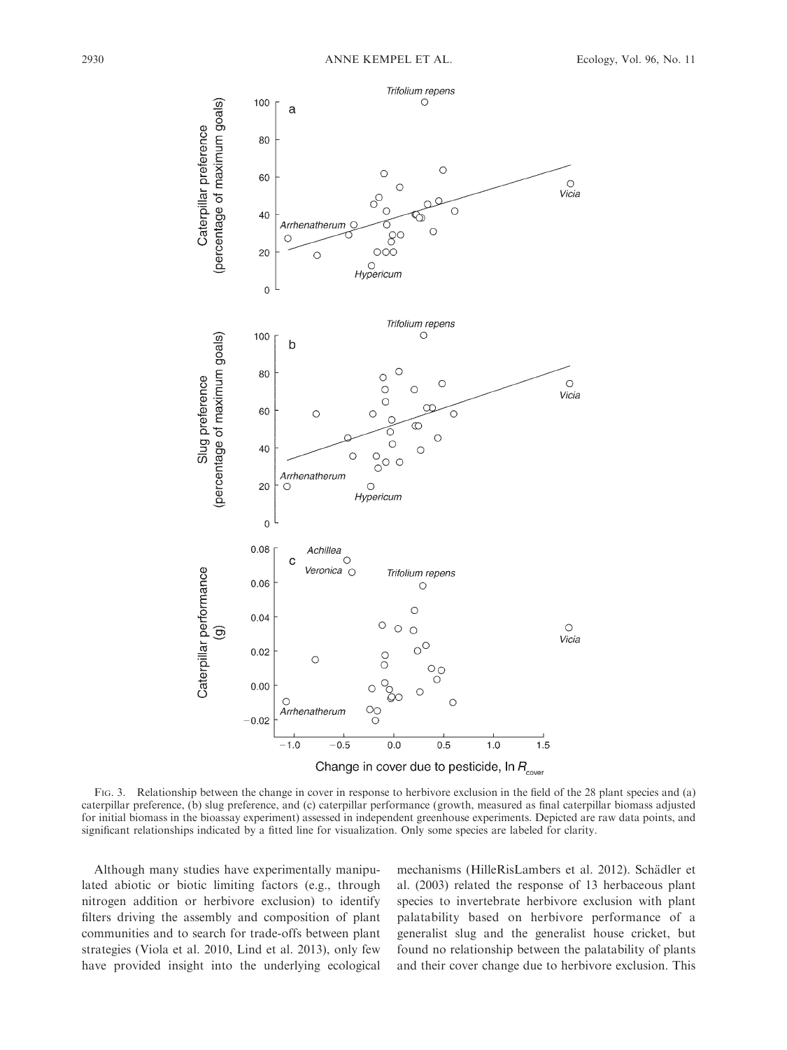FIG. 3. Relationship between the change in cover in response to herbivore exclusion in the field of the 28 plant species and (a) caterpillar preference, (b) slug preference, and (c) caterpillar performance (growth, measured as final caterpillar biomass adjusted for initial biomass in the bioassay experiment) assessed in independent greenhouse experiments. Depicted are raw data points, and significant relationships indicated by a fitted line for visualization. Only some species are labeled for clarity.

Although many studies have experimentally manipulated abiotic or biotic limiting factors (e.g., through nitrogen addition or herbivore exclusion) to identify filters driving the assembly and composition of plant communities and to search for trade-offs between plant strategies (Viola et al. 2010, Lind et al. 2013), only few have provided insight into the underlying ecological mechanisms (HilleRisLambers et al. 2012). Schädler et al. (2003) related the response of 13 herbaceous plant species to invertebrate herbivore exclusion with plant palatability based on herbivore performance of a generalist slug and the generalist house cricket, but found no relationship between the palatability of plants and their cover change due to herbivore exclusion. This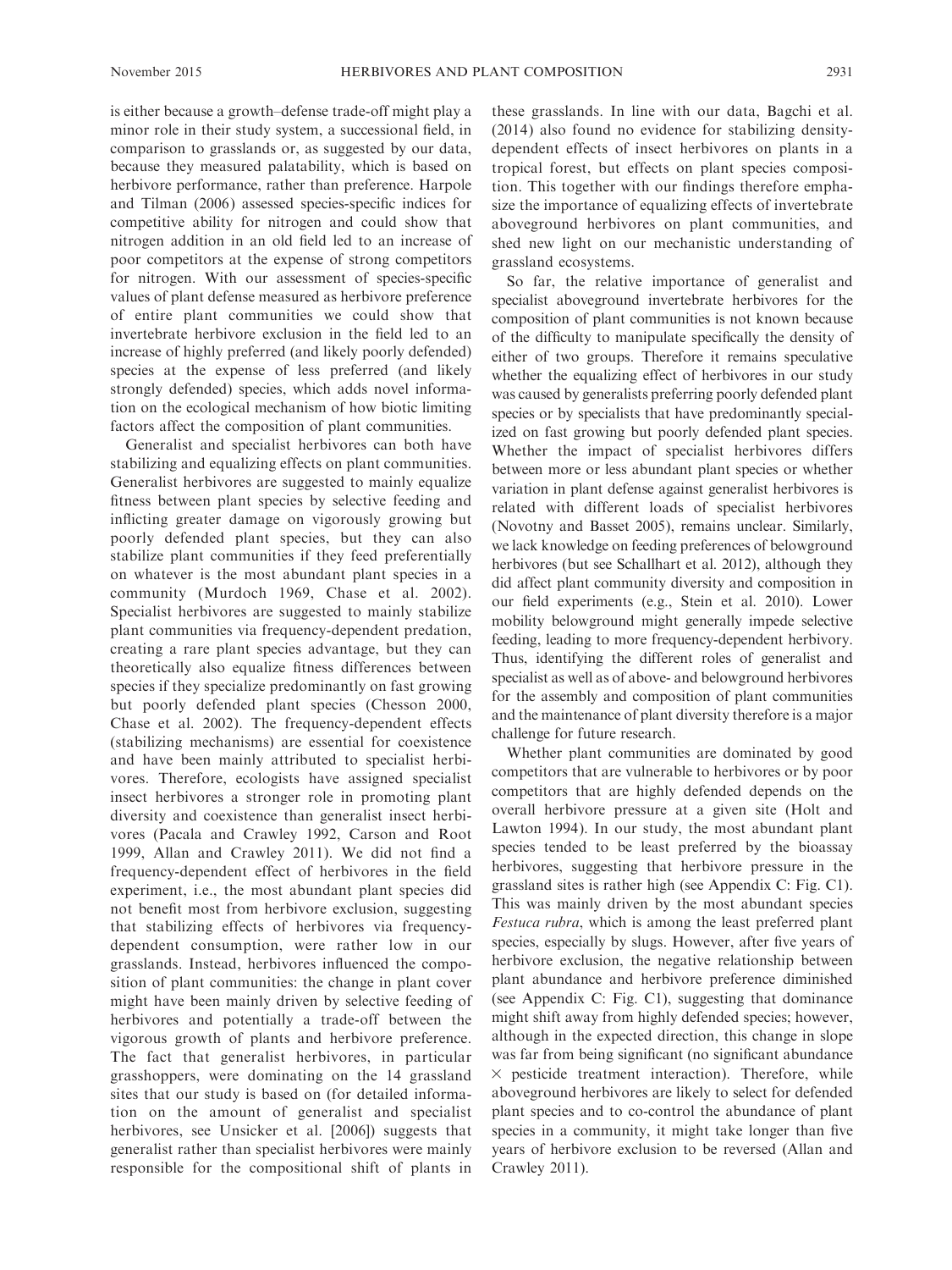is either because a growth–defense trade-off might play a minor role in their study system, a successional field, in comparison to grasslands or, as suggested by our data, because they measured palatability, which is based on herbivore performance, rather than preference. Harpole and Tilman (2006) assessed species-specific indices for competitive ability for nitrogen and could show that nitrogen addition in an old field led to an increase of poor competitors at the expense of strong competitors for nitrogen. With our assessment of species-specific values of plant defense measured as herbivore preference of entire plant communities we could show that invertebrate herbivore exclusion in the field led to an increase of highly preferred (and likely poorly defended) species at the expense of less preferred (and likely strongly defended) species, which adds novel information on the ecological mechanism of how biotic limiting factors affect the composition of plant communities.

Generalist and specialist herbivores can both have stabilizing and equalizing effects on plant communities. Generalist herbivores are suggested to mainly equalize fitness between plant species by selective feeding and inflicting greater damage on vigorously growing but poorly defended plant species, but they can also stabilize plant communities if they feed preferentially on whatever is the most abundant plant species in a community (Murdoch 1969, Chase et al. 2002). Specialist herbivores are suggested to mainly stabilize plant communities via frequency-dependent predation, creating a rare plant species advantage, but they can theoretically also equalize fitness differences between species if they specialize predominantly on fast growing but poorly defended plant species (Chesson 2000, Chase et al. 2002). The frequency-dependent effects (stabilizing mechanisms) are essential for coexistence and have been mainly attributed to specialist herbivores. Therefore, ecologists have assigned specialist insect herbivores a stronger role in promoting plant diversity and coexistence than generalist insect herbivores (Pacala and Crawley 1992, Carson and Root 1999, Allan and Crawley 2011). We did not find a frequency-dependent effect of herbivores in the field experiment, i.e., the most abundant plant species did not benefit most from herbivore exclusion, suggesting that stabilizing effects of herbivores via frequency-dependent consumption, were rather low in our grasslands. Instead, herbivores influenced the composition of plant communities: the change in plant cover might have been mainly driven by selective feeding of herbivores and potentially a trade-off between the vigorous growth of plants and herbivore preference. The fact that generalist herbivores, in particular grasshoppers, were dominating on the 14 grassland sites that our study is based on (for detailed information on the amount of generalist and specialist herbivores, see Unsicker et al. [2006]) suggests that generalist rather than specialist herbivores were mainly responsible for the compositional shift of plants in these grasslands. In line with our data, Bagchi et al. (2014) also found no evidence for stabilizing density-dependent effects of insect herbivores on plants in a tropical forest, but effects on plant species composition. This together with our findings therefore emphasize the importance of equalizing effects of invertebrate aboveground herbivores on plant communities, and shed new light on our mechanistic understanding of grassland ecosystems.

So far, the relative importance of generalist and specialist aboveground invertebrate herbivores for the composition of plant communities is not known because of the difficulty to manipulate specifically the density of either of two groups. Therefore it remains speculative whether the equalizing effect of herbivores in our study was caused by generalists preferring poorly defended plant species or by specialists that have predominantly specialized on fast growing but poorly defended plant species. Whether the impact of specialist herbivores differs between more or less abundant plant species or whether variation in plant defense against generalist herbivores is related with different loads of specialist herbivores (Novotny and Basset 2005), remains unclear. Similarly, we lack knowledge on feeding preferences of belowground herbivores (but see Schallhart et al. 2012), although they did affect plant community diversity and composition in our field experiments (e.g., Stein et al. 2010). Lower mobility belowground might generally impede selective feeding, leading to more frequency-dependent herbivory. Thus, identifying the different roles of generalist and specialist as well as of above- and belowground herbivores for the assembly and composition of plant communities and the maintenance of plant diversity therefore is a major challenge for future research.

Whether plant communities are dominated by good competitors that are vulnerable to herbivores or by poor competitors that are highly defended depends on the overall herbivore pressure at a given site (Holt and Lawton 1994). In our study, the most abundant plant species tended to be least preferred by the bioassay herbivores, suggesting that herbivore pressure in the grassland sites is rather high (see Appendix C: Fig. C1). This was mainly driven by the most abundant species *Festuca rubra*, which is among the least preferred plant species, especially by slugs. However, after five years of herbivore exclusion, the negative relationship between plant abundance and herbivore preference diminished (see Appendix C: Fig. C1), suggesting that dominance might shift away from highly defended species; however, although in the expected direction, this change in slope was far from being significant (no significant abundance $\times$ pesticide treatment interaction). Therefore, while aboveground herbivores are likely to select for defended plant species and to co-control the abundance of plant species in a community, it might take longer than five years of herbivore exclusion to be reversed (Allan and Crawley 2011).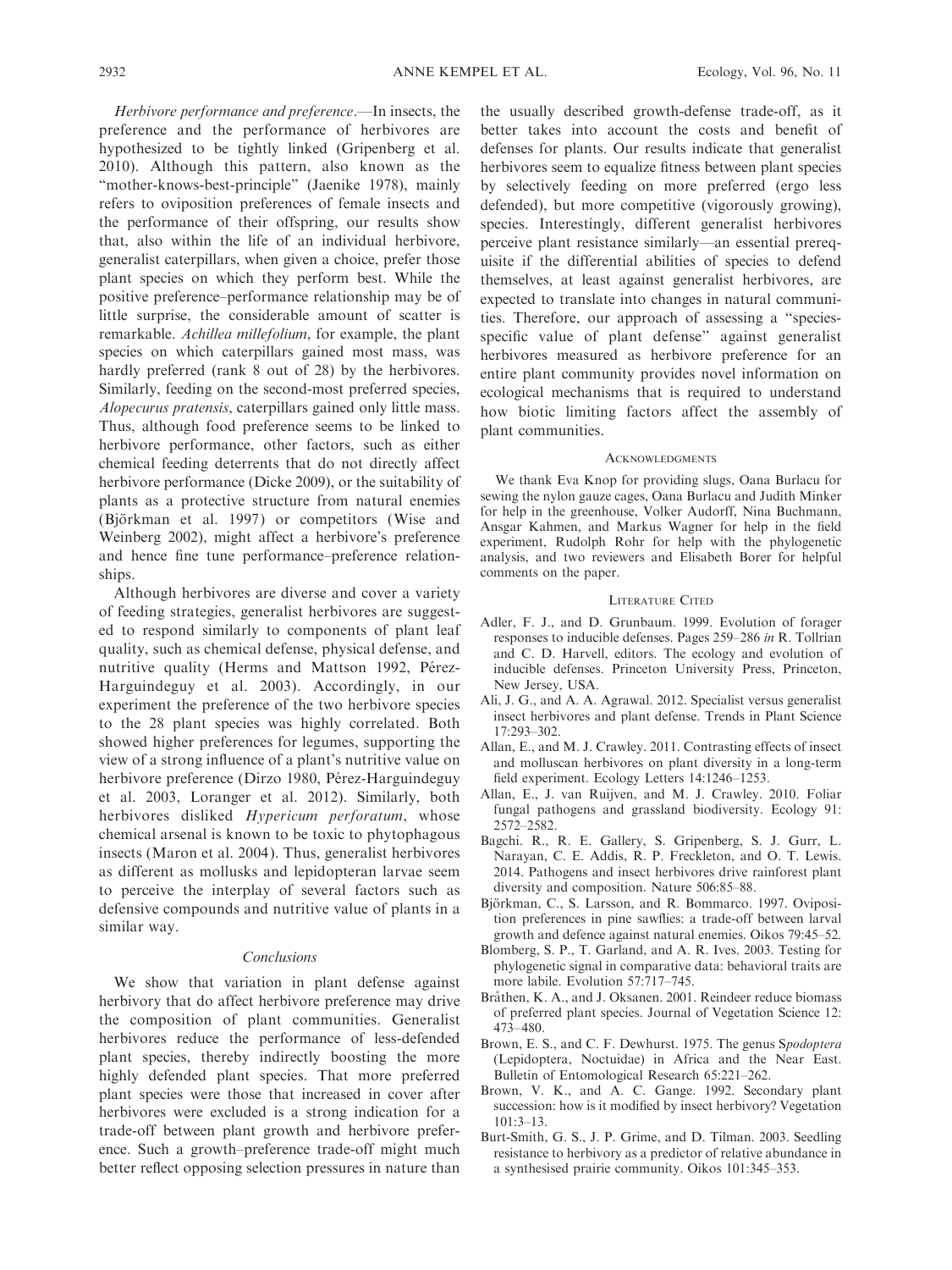*Herbivore performance and preference*.—In insects, the preference and the performance of herbivores are hypothesized to be tightly linked (Gripenberg et al. 2010). Although this pattern, also known as the "mother-knows-best-principle" (Jaenike 1978), mainly refers to oviposition preferences of female insects and the performance of their offspring, our results show that, also within the life of an individual herbivore, generalist caterpillars, when given a choice, prefer those plant species on which they perform best. While the positive preference–performance relationship may be of little surprise, the considerable amount of scatter is remarkable. *Achillea millefolium*, for example, the plant species on which caterpillars gained most mass, was hardly preferred (rank 8 out of 28) by the herbivores. Similarly, feeding on the second-most preferred species, *Alopecurus pratensis*, caterpillars gained only little mass. Thus, although food preference seems to be linked to herbivore performance, other factors, such as either chemical feeding deterrents that do not directly affect herbivore performance (Dicke 2009), or the suitability of plants as a protective structure from natural enemies (Björkman et al. 1997) or competitors (Wise and Weinberg 2002), might affect a herbivore's preference and hence fine tune performance–preference relationships.

Although herbivores are diverse and cover a variety of feeding strategies, generalist herbivores are suggested to respond similarly to components of plant leaf quality, such as chemical defense, physical defense, and nutritive quality (Herms and Mattson 1992, Pérez-Harguindeguy et al. 2003). Accordingly, in our experiment the preference of the two herbivore species to the 28 plant species was highly correlated. Both showed higher preferences for legumes, supporting the view of a strong influence of a plant's nutritive value on herbivore preference (Dirzo 1980, Pérez-Harguindeguy et al. 2003, Loranger et al. 2012). Similarly, both herbivores disliked *Hypericum perforatum*, whose chemical arsenal is known to be toxic to phytophagous insects (Maron et al. 2004). Thus, generalist herbivores as different as mollusks and lepidopteran larvae seem to perceive the interplay of several factors such as defensive compounds and nutritive value of plants in a similar way.

## *Conclusions*

We show that variation in plant defense against herbivory that do affect herbivore preference may drive the composition of plant communities. Generalist herbivores reduce the performance of less-defended plant species, thereby indirectly boosting the more highly defended plant species. That more preferred plant species were those that increased in cover after herbivores were excluded is a strong indication for a trade-off between plant growth and herbivore preference. Such a growth–preference trade-off might much better reflect opposing selection pressures in nature than the usually described growth-defense trade-off, as it better takes into account the costs and benefit of defenses for plants. Our results indicate that generalist herbivores seem to equalize fitness between plant species by selectively feeding on more preferred (ergo less defended), but more competitive (vigorously growing), species. Interestingly, different generalist herbivores perceive plant resistance similarly—an essential prerequisite if the differential abilities of species to defend themselves, at least against generalist herbivores, are expected to translate into changes in natural communities. Therefore, our approach of assessing a "species-specific value of plant defense" against generalist herbivores measured as herbivore preference for an entire plant community provides novel information on ecological mechanisms that is required to understand how biotic limiting factors affect the assembly of plant communities.

## Acknowledgments

We thank Eva Knop for providing slugs, Oana Burlacu for sewing the nylon gauze cages, Oana Burlacu and Judith Minker for help in the greenhouse, Volker Audorff, Nina Buchmann, Ansgar Kahmen, and Markus Wagner for help in the field experiment, Rudolph Rohr for help with the phylogenetic analysis, and two reviewers and Elisabeth Borer for helpful comments on the paper.

## Literature Cited

- Adler, F. J., and D. Grunbaum. 1999. Evolution of forager responses to inducible defenses. Pages 259–286 *in* R. Tollrian and C. D. Harvell, editors. The ecology and evolution of inducible defenses. Princeton University Press, Princeton, New Jersey, USA.
- Ali, J. G., and A. A. Agrawal. 2012. Specialist versus generalist insect herbivores and plant defense. Trends in Plant Science 17:293–302.
- Allan, E., and M. J. Crawley. 2011. Contrasting effects of insect and molluscan herbivores on plant diversity in a long-term field experiment. Ecology Letters 14:1246–1253.
- Allan, E., J. van Ruijven, and M. J. Crawley. 2010. Foliar fungal pathogens and grassland biodiversity. Ecology 91: 2572–2582.
- Bagchi. R., R. E. Gallery, S. Gripenberg, S. J. Gurr, L. Narayan, C. E. Addis, R. P. Freckleton, and O. T. Lewis. 2014. Pathogens and insect herbivores drive rainforest plant diversity and composition. Nature 506:85–88.
- Björkman, C., S. Larsson, and R. Bommarco. 1997. Oviposition preferences in pine sawflies: a trade-off between larval growth and defence against natural enemies. Oikos 79:45–52.
- Blomberg, S. P., T. Garland, and A. R. Ives. 2003. Testing for phylogenetic signal in comparative data: behavioral traits are more labile. Evolution 57:717–745.
- Bråthen, K. A., and J. Oksanen. 2001. Reindeer reduce biomass of preferred plant species. Journal of Vegetation Science 12: 473–480.
- Brown, E. S., and C. F. Dewhurst. 1975. The genus S*podoptera* (Lepidoptera, Noctuidae) in Africa and the Near East. Bulletin of Entomological Research 65:221–262.
- Brown, V. K., and A. C. Gange. 1992. Secondary plant succession: how is it modified by insect herbivory? Vegetation 101:3–13.
- Burt-Smith, G. S., J. P. Grime, and D. Tilman. 2003. Seedling resistance to herbivory as a predictor of relative abundance in a synthesised prairie community. Oikos 101:345–353.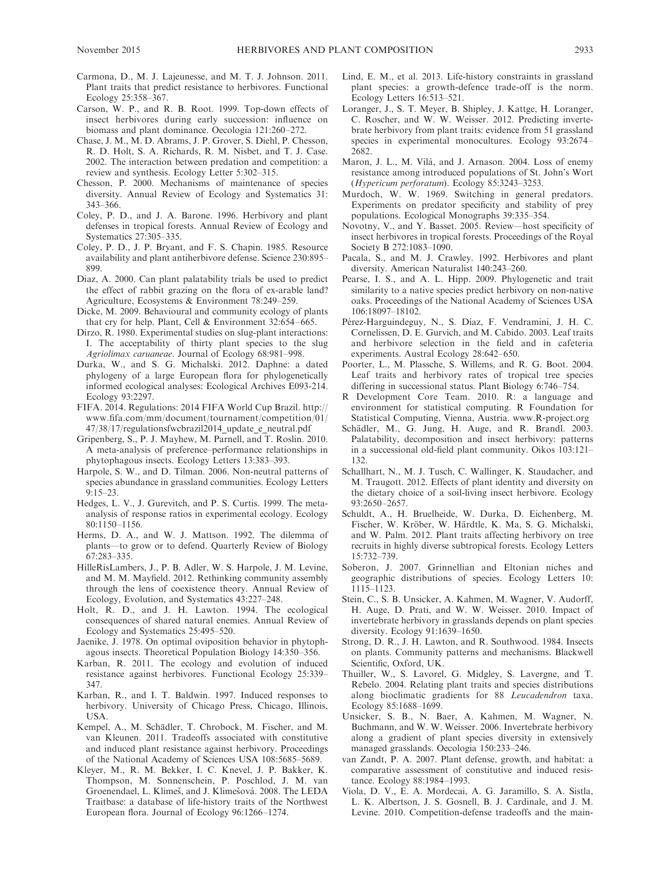Carmona, D., M. J. Lajeunesse, and M. T. J. Johnson. 2011. Plant traits that predict resistance to herbivores. Functional Ecology 25:358–367.

Carson, W. P., and R. B. Root. 1999. Top-down effects of insect herbivores during early succession: influence on biomass and plant dominance. Oecologia 121:260–272.

Chase, J. M., M. D. Abrams, J. P. Grover, S. Diehl, P. Chesson, R. D. Holt, S. A. Richards, R. M. Nisbet, and T. J. Case. 2002. The interaction between predation and competition: a review and synthesis. Ecology Letter 5:302–315.

Chesson, P. 2000. Mechanisms of maintenance of species diversity. Annual Review of Ecology and Systematics 31: 343–366.

Coley, P. D., and J. A. Barone. 1996. Herbivory and plant defenses in tropical forests. Annual Review of Ecology and Systematics 27:305–335.

Coley, P. D., J. P. Bryant, and F. S. Chapin. 1985. Resource availability and plant antiherbivore defense. Science 230:895–899.

Diaz, A. 2000. Can plant palatability trials be used to predict the effect of rabbit grazing on the flora of ex-arable land? Agriculture, Ecosystems & Environment 78:249–259.

Dicke, M. 2009. Behavioural and community ecology of plants that cry for help. Plant, Cell & Environment 32:654–665.

Dirzo, R. 1980. Experimental studies on slug-plant interactions: I. The acceptability of thirty plant species to the slug *Agriolimax caruaneae*. Journal of Ecology 68:981–998.

Durka, W., and S. G. Michalski. 2012. Daphne: a dated phylogeny of a large European flora for phylogenetically informed ecological analyses: Ecological Archives E093-214. Ecology 93:2297.

FIFA. 2014. Regulations: 2014 FIFA World Cup Brazil. http://www.fifa.com/mm/document/tournament/competition/01/47/38/17/regulationsfwcbrazil2014_update_e_neutral.pdf

Gripenberg, S., P. J. Mayhew, M. Parnell, and T. Roslin. 2010. A meta-analysis of preference–performance relationships in phytophagous insects. Ecology Letters 13:383–393.

Harpole, S. W., and D. Tilman. 2006. Non-neutral patterns of species abundance in grassland communities. Ecology Letters 9:15–23.

Hedges, L. V., J. Gurevitch, and P. S. Curtis. 1999. The meta-analysis of response ratios in experimental ecology. Ecology 80:1150–1156.

Herms, D. A., and W. J. Mattson. 1992. The dilemma of plants—to grow or to defend. Quarterly Review of Biology 67:283–335.

HilleRisLambers, J., P. B. Adler, W. S. Harpole, J. M. Levine, and M. M. Mayfield. 2012. Rethinking community assembly through the lens of coexistence theory. Annual Review of Ecology, Evolution, and Systematics 43:227–248.

Holt, R. D., and J. H. Lawton. 1994. The ecological consequences of shared natural enemies. Annual Review of Ecology and Systematics 25:495–520.

Jaenike, J. 1978. On optimal oviposition behavior in phytophagous insects. Theoretical Population Biology 14:350–356.

Karban, R. 2011. The ecology and evolution of induced resistance against herbivores. Functional Ecology 25:339–347.

Karban, R., and I. T. Baldwin. 1997. Induced responses to herbivory. University of Chicago Press, Chicago, Illinois, USA.

Kempel, A., M. Schädler, T. Chrobock, M. Fischer, and M. van Kleunen. 2011. Tradeoffs associated with constitutive and induced plant resistance against herbivory. Proceedings of the National Academy of Sciences USA 108:5685–5689.

Kleyer, M., R. M. Bekker, I. C. Knevel, J. P. Bakker, K. Thompson, M. Sonnenschein, P. Poschlod, J. M. van Groenendael, L. Klimeš, and J. Klimešová. 2008. The LEDA Traitbase: a database of life-history traits of the Northwest European flora. Journal of Ecology 96:1266–1274.

Lind, E. M., et al. 2013. Life-history constraints in grassland plant species: a growth-defence trade-off is the norm. Ecology Letters 16:513–521.

Loranger, J., S. T. Meyer, B. Shipley, J. Kattge, H. Loranger, C. Roscher, and W. W. Weisser. 2012. Predicting invertebrate herbivory from plant traits: evidence from 51 grassland species in experimental monocultures. Ecology 93:2674–2682.

Maron, J. L., M. Vilà, and J. Arnason. 2004. Loss of enemy resistance among introduced populations of St. John's Wort (*Hypericum perforatum*). Ecology 85:3243–3253.

Murdoch, W. W. 1969. Switching in general predators. Experiments on predator specificity and stability of prey populations. Ecological Monographs 39:335–354.

Novotny, V., and Y. Basset. 2005. Review—host specificity of insect herbivores in tropical forests. Proceedings of the Royal Society B 272:1083–1090.

Pacala, S., and M. J. Crawley. 1992. Herbivores and plant diversity. American Naturalist 140:243–260.

Pearse, I. S., and A. L. Hipp. 2009. Phylogenetic and trait similarity to a native species predict herbivory on non-native oaks. Proceedings of the National Academy of Sciences USA 106:18097–18102.

Pérez-Harguindeguy, N., S. Díaz, F. Vendramini, J. H. C. Cornelissen, D. E. Gurvich, and M. Cabido. 2003. Leaf traits and herbivore selection in the field and in cafeteria experiments. Austral Ecology 28:642–650.

Poorter, L., M. Plassche, S. Willems, and R. G. Boot. 2004. Leaf traits and herbivory rates of tropical tree species differing in successional status. Plant Biology 6:746–754.

R Development Core Team. 2010. R: a language and environment for statistical computing. R Foundation for Statistical Computing, Vienna, Austria. www.R-project.org

Schädler, M., G. Jung, H. Auge, and R. Brandl. 2003. Palatability, decomposition and insect herbivory: patterns in a successional old-field plant community. Oikos 103:121–132.

Schallhart, N., M. J. Tusch, C. Wallinger, K. Staudacher, and M. Traugott. 2012. Effects of plant identity and diversity on the dietary choice of a soil-living insect herbivore. Ecology 93:2650–2657.

Schuldt, A., H. Bruelheide, W. Durka, D. Eichenberg, M. Fischer, W. Kröber, W. Härdtle, K. Ma, S. G. Michalski, and W. Palm. 2012. Plant traits affecting herbivory on tree recruits in highly diverse subtropical forests. Ecology Letters 15:732–739.

Soberon, J. 2007. Grinnellian and Eltonian niches and geographic distributions of species. Ecology Letters 10: 1115–1123.

Stein, C., S. B. Unsicker, A. Kahmen, M. Wagner, V. Audorff, H. Auge, D. Prati, and W. W. Weisser. 2010. Impact of invertebrate herbivory in grasslands depends on plant species diversity. Ecology 91:1639–1650.

Strong, D. R., J. H. Lawton, and R. Southwood. 1984. Insects on plants. Community patterns and mechanisms. Blackwell Scientific, Oxford, UK.

Thuiller, W., S. Lavorel, G. Midgley, S. Lavergne, and T. Rebelo. 2004. Relating plant traits and species distributions along bioclimatic gradients for 88 *Leucadendron* taxa. Ecology 85:1688–1699.

Unsicker, S. B., N. Baer, A. Kahmen, M. Wagner, N. Buchmann, and W. W. Weisser. 2006. Invertebrate herbivory along a gradient of plant species diversity in extensively managed grasslands. Oecologia 150:233–246.

van Zandt, P. A. 2007. Plant defense, growth, and habitat: a comparative assessment of constitutive and induced resistance. Ecology 88:1984–1993.

Viola, D. V., E. A. Mordecai, A. G. Jaramillo, S. A. Sistla, L. K. Albertson, J. S. Gosnell, B. J. Cardinale, and J. M. Levine. 2010. Competition-defense tradeoffs and the main-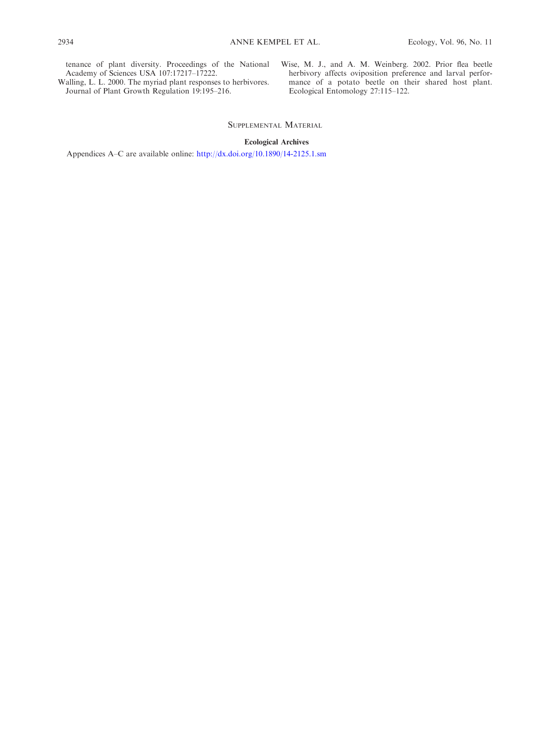tenance of plant diversity. Proceedings of the National Academy of Sciences USA 107:17217–17222.

Walling, L. L. 2000. The myriad plant responses to herbivores. Journal of Plant Growth Regulation 19:195–216.

Wise, M. J., and A. M. Weinberg. 2002. Prior flea beetle herbivory affects oviposition preference and larval performance of a potato beetle on their shared host plant. Ecological Entomology 27:115–122.

## Supplemental Material

### Ecological Archives

Appendices A–C are available online: http://dx.doi.org/10.1890/14-2125.1.sm